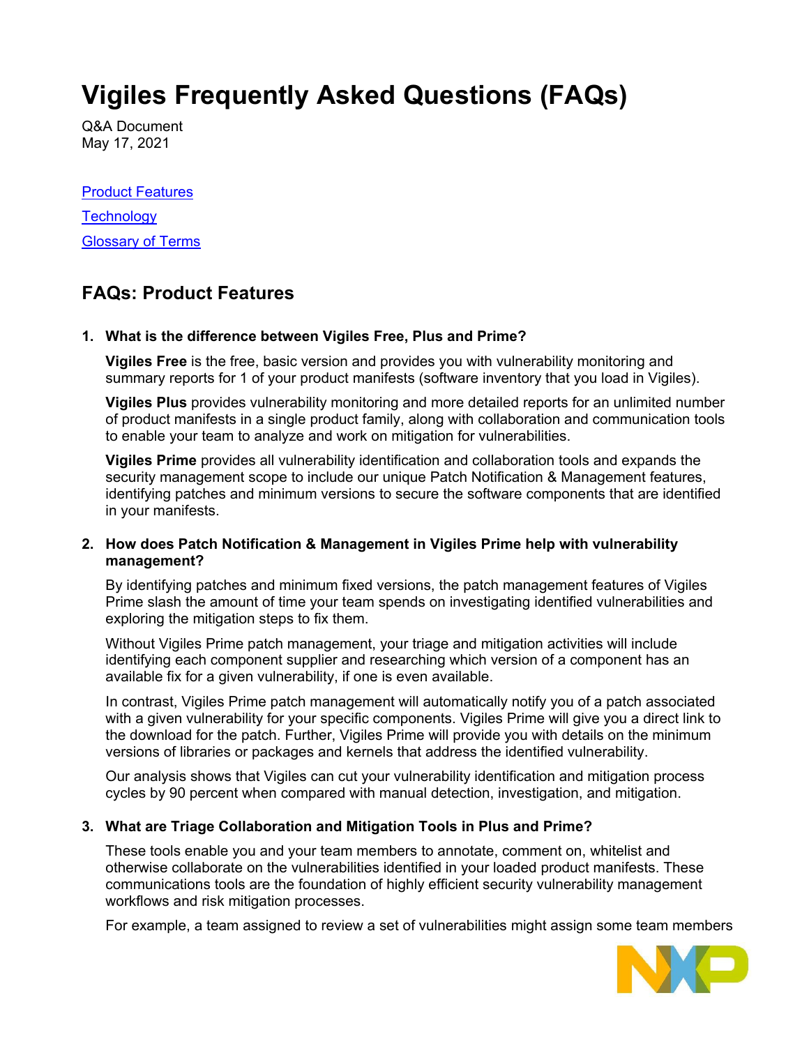# Vigiles Frequently Asked Questions (FAQs)

Q&A Document
May 17, 2021

[Product Features](#faqs-product-features)

[Technology](#)

[Glossary of Terms](#)

## FAQs: Product Features

1. **What is the difference between Vigiles Free, Plus and Prime?**

   **Vigiles Free** is the free, basic version and provides you with vulnerability monitoring and summary reports for 1 of your product manifests (software inventory that you load in Vigiles).

   **Vigiles Plus** provides vulnerability monitoring and more detailed reports for an unlimited number of product manifests in a single product family, along with collaboration and communication tools to enable your team to analyze and work on mitigation for vulnerabilities.

   **Vigiles Prime** provides all vulnerability identification and collaboration tools and expands the security management scope to include our unique Patch Notification & Management features, identifying patches and minimum versions to secure the software components that are identified in your manifests.

2. **How does Patch Notification & Management in Vigiles Prime help with vulnerability management?**

   By identifying patches and minimum fixed versions, the patch management features of Vigiles Prime slash the amount of time your team spends on investigating identified vulnerabilities and exploring the mitigation steps to fix them.

   Without Vigiles Prime patch management, your triage and mitigation activities will include identifying each component supplier and researching which version of a component has an available fix for a given vulnerability, if one is even available.

   In contrast, Vigiles Prime patch management will automatically notify you of a patch associated with a given vulnerability for your specific components. Vigiles Prime will give you a direct link to the download for the patch. Further, Vigiles Prime will provide you with details on the minimum versions of libraries or packages and kernels that address the identified vulnerability.

   Our analysis shows that Vigiles can cut your vulnerability identification and mitigation process cycles by 90 percent when compared with manual detection, investigation, and mitigation.

3. **What are Triage Collaboration and Mitigation Tools in Plus and Prime?**

   These tools enable you and your team members to annotate, comment on, whitelist and otherwise collaborate on the vulnerabilities identified in your loaded product manifests. These communications tools are the foundation of highly efficient security vulnerability management workflows and risk mitigation processes.

   For example, a team assigned to review a set of vulnerabilities might assign some team members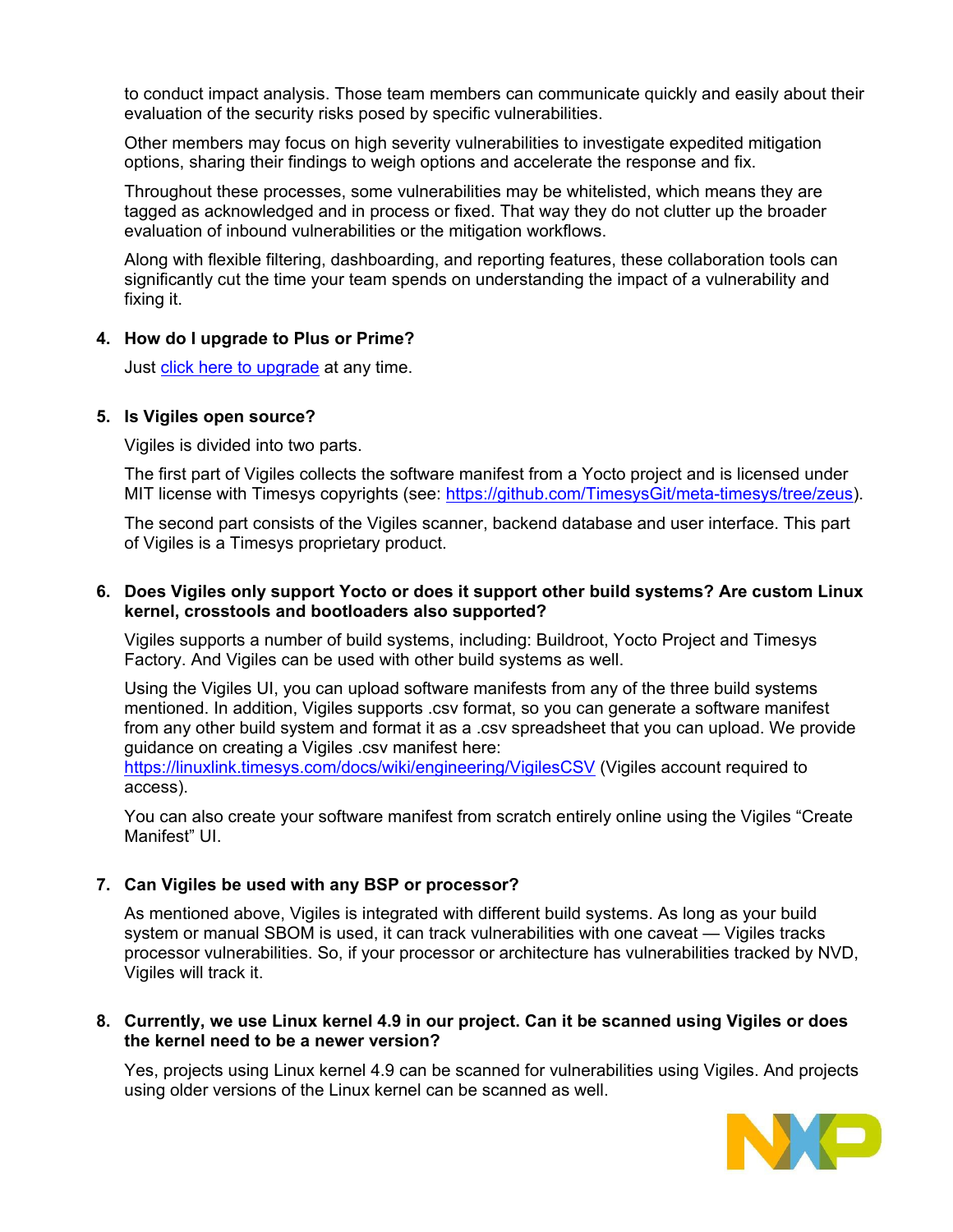to conduct impact analysis. Those team members can communicate quickly and easily about their evaluation of the security risks posed by specific vulnerabilities.

Other members may focus on high severity vulnerabilities to investigate expedited mitigation options, sharing their findings to weigh options and accelerate the response and fix.

Throughout these processes, some vulnerabilities may be whitelisted, which means they are tagged as acknowledged and in process or fixed. That way they do not clutter up the broader evaluation of inbound vulnerabilities or the mitigation workflows.

Along with flexible filtering, dashboarding, and reporting features, these collaboration tools can significantly cut the time your team spends on understanding the impact of a vulnerability and fixing it.

4. **How do I upgrade to Plus or Prime?**

   Just click here to upgrade at any time.

5. **Is Vigiles open source?**

   Vigiles is divided into two parts.

   The first part of Vigiles collects the software manifest from a Yocto project and is licensed under MIT license with Timesys copyrights (see: https://github.com/TimesysGit/meta-timesys/tree/zeus).

   The second part consists of the Vigiles scanner, backend database and user interface. This part of Vigiles is a Timesys proprietary product.

6. **Does Vigiles only support Yocto or does it support other build systems? Are custom Linux kernel, crosstools and bootloaders also supported?**

   Vigiles supports a number of build systems, including: Buildroot, Yocto Project and Timesys Factory. And Vigiles can be used with other build systems as well.

   Using the Vigiles UI, you can upload software manifests from any of the three build systems mentioned. In addition, Vigiles supports .csv format, so you can generate a software manifest from any other build system and format it as a .csv spreadsheet that you can upload. We provide guidance on creating a Vigiles .csv manifest here: https://linuxlink.timesys.com/docs/wiki/engineering/VigilesCSV (Vigiles account required to access).

   You can also create your software manifest from scratch entirely online using the Vigiles "Create Manifest" UI.

7. **Can Vigiles be used with any BSP or processor?**

   As mentioned above, Vigiles is integrated with different build systems. As long as your build system or manual SBOM is used, it can track vulnerabilities with one caveat — Vigiles tracks processor vulnerabilities. So, if your processor or architecture has vulnerabilities tracked by NVD, Vigiles will track it.

8. **Currently, we use Linux kernel 4.9 in our project. Can it be scanned using Vigiles or does the kernel need to be a newer version?**

   Yes, projects using Linux kernel 4.9 can be scanned for vulnerabilities using Vigiles. And projects using older versions of the Linux kernel can be scanned as well.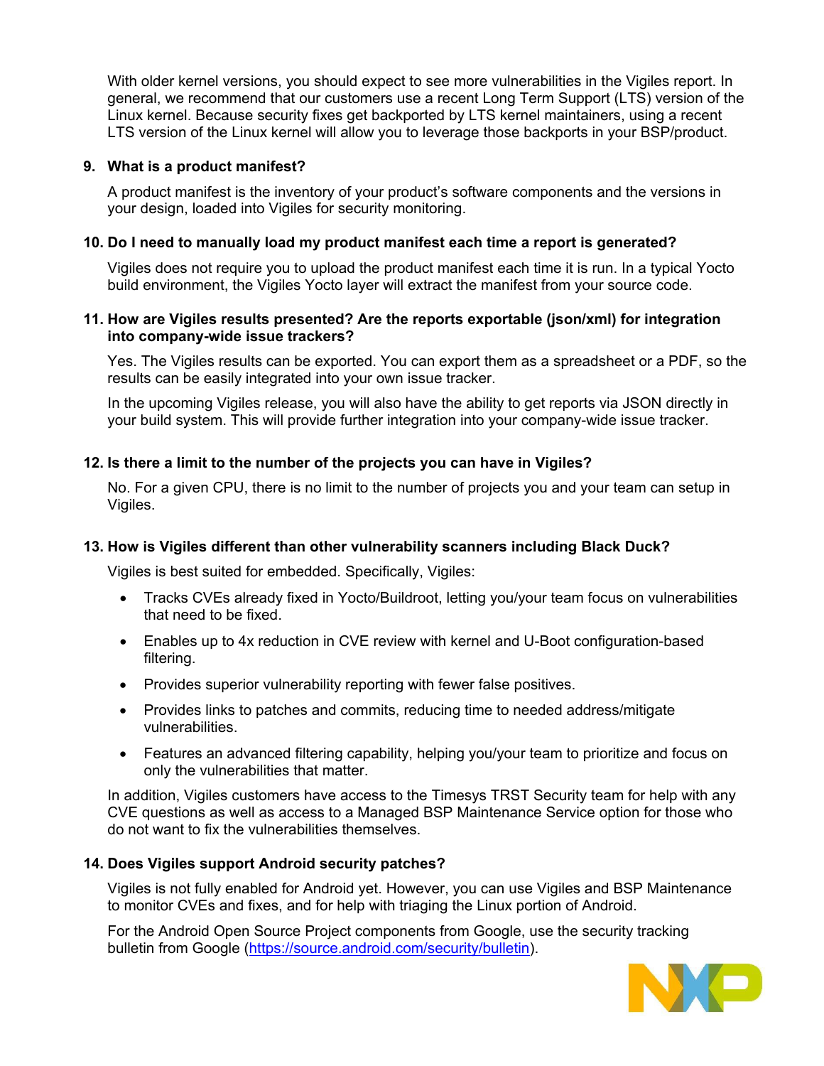With older kernel versions, you should expect to see more vulnerabilities in the Vigiles report. In general, we recommend that our customers use a recent Long Term Support (LTS) version of the Linux kernel. Because security fixes get backported by LTS kernel maintainers, using a recent LTS version of the Linux kernel will allow you to leverage those backports in your BSP/product.

**9. What is a product manifest?**

A product manifest is the inventory of your product's software components and the versions in your design, loaded into Vigiles for security monitoring.

**10. Do I need to manually load my product manifest each time a report is generated?**

Vigiles does not require you to upload the product manifest each time it is run. In a typical Yocto build environment, the Vigiles Yocto layer will extract the manifest from your source code.

**11. How are Vigiles results presented? Are the reports exportable (json/xml) for integration into company-wide issue trackers?**

Yes. The Vigiles results can be exported. You can export them as a spreadsheet or a PDF, so the results can be easily integrated into your own issue tracker.

In the upcoming Vigiles release, you will also have the ability to get reports via JSON directly in your build system. This will provide further integration into your company-wide issue tracker.

**12. Is there a limit to the number of the projects you can have in Vigiles?**

No. For a given CPU, there is no limit to the number of projects you and your team can setup in Vigiles.

**13. How is Vigiles different than other vulnerability scanners including Black Duck?**

Vigiles is best suited for embedded. Specifically, Vigiles:

- Tracks CVEs already fixed in Yocto/Buildroot, letting you/your team focus on vulnerabilities that need to be fixed.
- Enables up to 4x reduction in CVE review with kernel and U-Boot configuration-based filtering.
- Provides superior vulnerability reporting with fewer false positives.
- Provides links to patches and commits, reducing time to needed address/mitigate vulnerabilities.
- Features an advanced filtering capability, helping you/your team to prioritize and focus on only the vulnerabilities that matter.

In addition, Vigiles customers have access to the Timesys TRST Security team for help with any CVE questions as well as access to a Managed BSP Maintenance Service option for those who do not want to fix the vulnerabilities themselves.

**14. Does Vigiles support Android security patches?**

Vigiles is not fully enabled for Android yet. However, you can use Vigiles and BSP Maintenance to monitor CVEs and fixes, and for help with triaging the Linux portion of Android.

For the Android Open Source Project components from Google, use the security tracking bulletin from Google ([https://source.android.com/security/bulletin](https://source.android.com/security/bulletin)).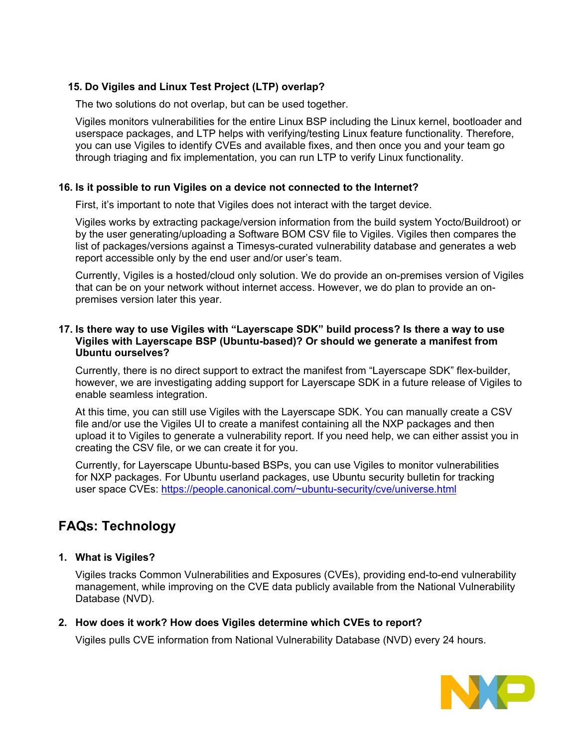**15. Do Vigiles and Linux Test Project (LTP) overlap?**

The two solutions do not overlap, but can be used together.

Vigiles monitors vulnerabilities for the entire Linux BSP including the Linux kernel, bootloader and userspace packages, and LTP helps with verifying/testing Linux feature functionality. Therefore, you can use Vigiles to identify CVEs and available fixes, and then once you and your team go through triaging and fix implementation, you can run LTP to verify Linux functionality.

**16. Is it possible to run Vigiles on a device not connected to the Internet?**

First, it's important to note that Vigiles does not interact with the target device.

Vigiles works by extracting package/version information from the build system Yocto/Buildroot) or by the user generating/uploading a Software BOM CSV file to Vigiles. Vigiles then compares the list of packages/versions against a Timesys-curated vulnerability database and generates a web report accessible only by the end user and/or user's team.

Currently, Vigiles is a hosted/cloud only solution. We do provide an on-premises version of Vigiles that can be on your network without internet access. However, we do plan to provide an on-premises version later this year.

**17. Is there way to use Vigiles with "Layerscape SDK" build process? Is there a way to use Vigiles with Layerscape BSP (Ubuntu-based)? Or should we generate a manifest from Ubuntu ourselves?**

Currently, there is no direct support to extract the manifest from "Layerscape SDK" flex-builder, however, we are investigating adding support for Layerscape SDK in a future release of Vigiles to enable seamless integration.

At this time, you can still use Vigiles with the Layerscape SDK. You can manually create a CSV file and/or use the Vigiles UI to create a manifest containing all the NXP packages and then upload it to Vigiles to generate a vulnerability report. If you need help, we can either assist you in creating the CSV file, or we can create it for you.

Currently, for Layerscape Ubuntu-based BSPs, you can use Vigiles to monitor vulnerabilities for NXP packages. For Ubuntu userland packages, use Ubuntu security bulletin for tracking user space CVEs: https://people.canonical.com/~ubuntu-security/cve/universe.html

## FAQs: Technology

1. **What is Vigiles?**

   Vigiles tracks Common Vulnerabilities and Exposures (CVEs), providing end-to-end vulnerability management, while improving on the CVE data publicly available from the National Vulnerability Database (NVD).

2. **How does it work? How does Vigiles determine which CVEs to report?**

   Vigiles pulls CVE information from National Vulnerability Database (NVD) every 24 hours.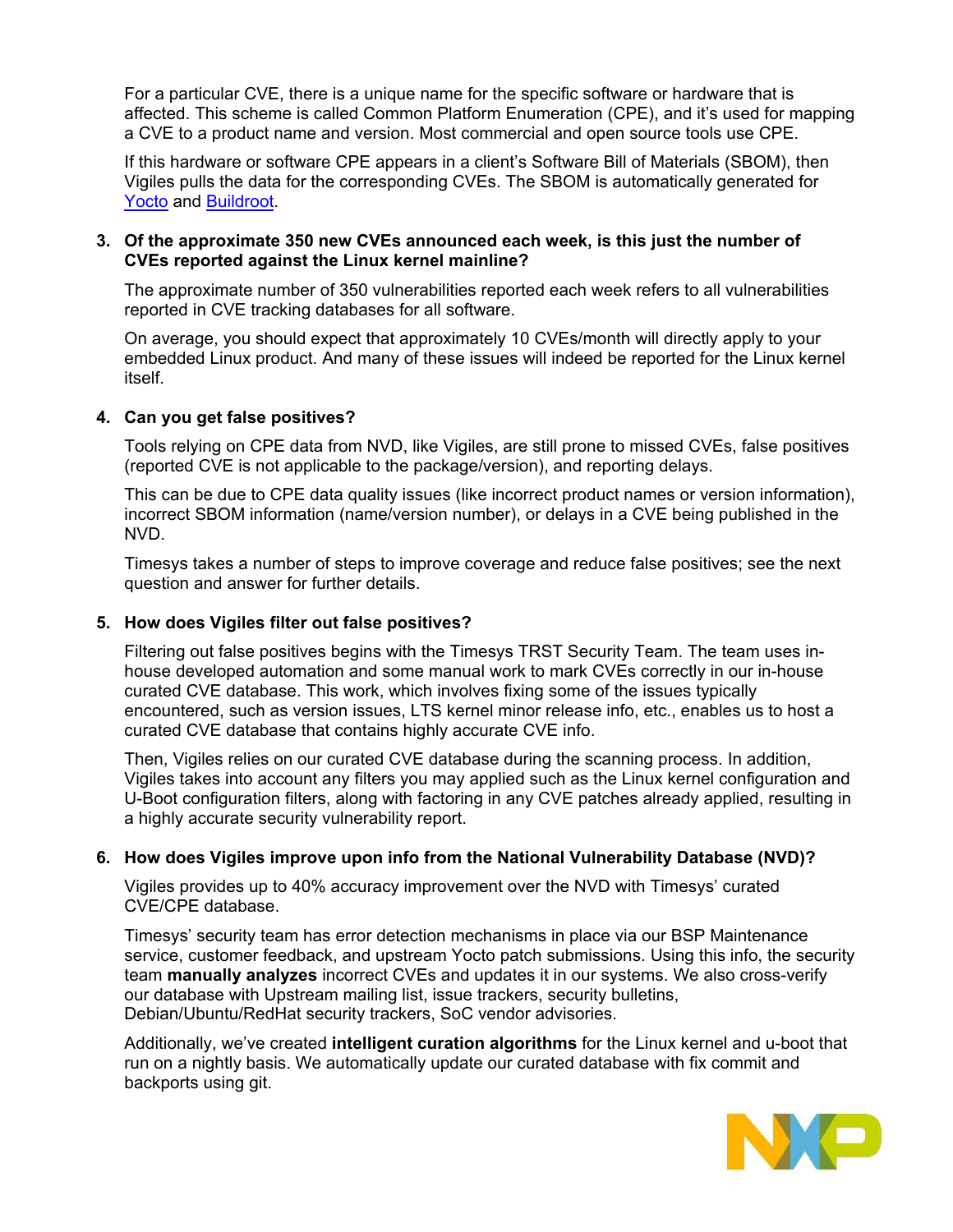For a particular CVE, there is a unique name for the specific software or hardware that is affected. This scheme is called Common Platform Enumeration (CPE), and it's used for mapping a CVE to a product name and version. Most commercial and open source tools use CPE.

If this hardware or software CPE appears in a client's Software Bill of Materials (SBOM), then Vigiles pulls the data for the corresponding CVEs. The SBOM is automatically generated for [Yocto]() and [Buildroot]().

3. **Of the approximate 350 new CVEs announced each week, is this just the number of CVEs reported against the Linux kernel mainline?**

   The approximate number of 350 vulnerabilities reported each week refers to all vulnerabilities reported in CVE tracking databases for all software.

   On average, you should expect that approximately 10 CVEs/month will directly apply to your embedded Linux product. And many of these issues will indeed be reported for the Linux kernel itself.

4. **Can you get false positives?**

   Tools relying on CPE data from NVD, like Vigiles, are still prone to missed CVEs, false positives (reported CVE is not applicable to the package/version), and reporting delays.

   This can be due to CPE data quality issues (like incorrect product names or version information), incorrect SBOM information (name/version number), or delays in a CVE being published in the NVD.

   Timesys takes a number of steps to improve coverage and reduce false positives; see the next question and answer for further details.

5. **How does Vigiles filter out false positives?**

   Filtering out false positives begins with the Timesys TRST Security Team. The team uses in-house developed automation and some manual work to mark CVEs correctly in our in-house curated CVE database. This work, which involves fixing some of the issues typically encountered, such as version issues, LTS kernel minor release info, etc., enables us to host a curated CVE database that contains highly accurate CVE info.

   Then, Vigiles relies on our curated CVE database during the scanning process. In addition, Vigiles takes into account any filters you may applied such as the Linux kernel configuration and U-Boot configuration filters, along with factoring in any CVE patches already applied, resulting in a highly accurate security vulnerability report.

6. **How does Vigiles improve upon info from the National Vulnerability Database (NVD)?**

   Vigiles provides up to 40% accuracy improvement over the NVD with Timesys' curated CVE/CPE database.

   Timesys' security team has error detection mechanisms in place via our BSP Maintenance service, customer feedback, and upstream Yocto patch submissions. Using this info, the security team **manually analyzes** incorrect CVEs and updates it in our systems. We also cross-verify our database with Upstream mailing list, issue trackers, security bulletins, Debian/Ubuntu/RedHat security trackers, SoC vendor advisories.

   Additionally, we've created **intelligent curation algorithms** for the Linux kernel and u-boot that run on a nightly basis. We automatically update our curated database with fix commit and backports using git.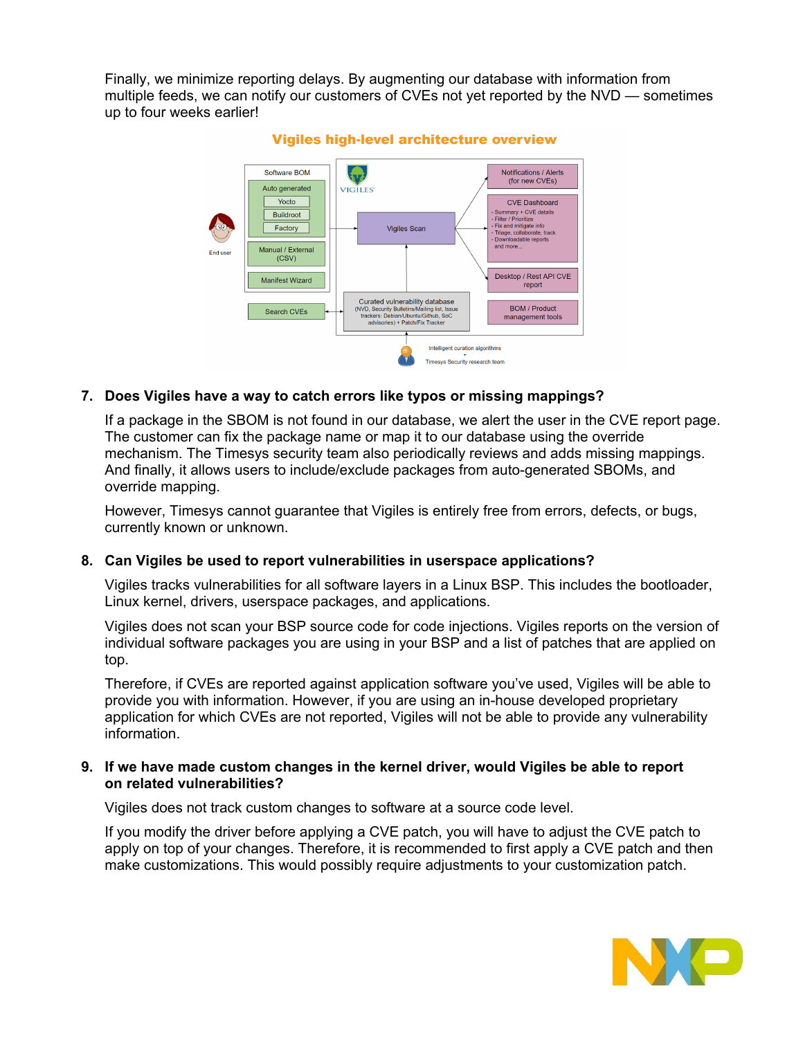Finally, we minimize reporting delays. By augmenting our database with information from multiple feeds, we can notify our customers of CVEs not yet reported by the NVD — sometimes up to four weeks earlier!

**Vigiles high-level architecture overview**

7. **Does Vigiles have a way to catch errors like typos or missing mappings?**

   If a package in the SBOM is not found in our database, we alert the user in the CVE report page. The customer can fix the package name or map it to our database using the override mechanism. The Timesys security team also periodically reviews and adds missing mappings. And finally, it allows users to include/exclude packages from auto-generated SBOMs, and override mapping.

   However, Timesys cannot guarantee that Vigiles is entirely free from errors, defects, or bugs, currently known or unknown.

8. **Can Vigiles be used to report vulnerabilities in userspace applications?**

   Vigiles tracks vulnerabilities for all software layers in a Linux BSP. This includes the bootloader, Linux kernel, drivers, userspace packages, and applications.

   Vigiles does not scan your BSP source code for code injections. Vigiles reports on the version of individual software packages you are using in your BSP and a list of patches that are applied on top.

   Therefore, if CVEs are reported against application software you've used, Vigiles will be able to provide you with information. However, if you are using an in-house developed proprietary application for which CVEs are not reported, Vigiles will not be able to provide any vulnerability information.

9. **If we have made custom changes in the kernel driver, would Vigiles be able to report on related vulnerabilities?**

   Vigiles does not track custom changes to software at a source code level.

   If you modify the driver before applying a CVE patch, you will have to adjust the CVE patch to apply on top of your changes. Therefore, it is recommended to first apply a CVE patch and then make customizations. This would possibly require adjustments to your customization patch.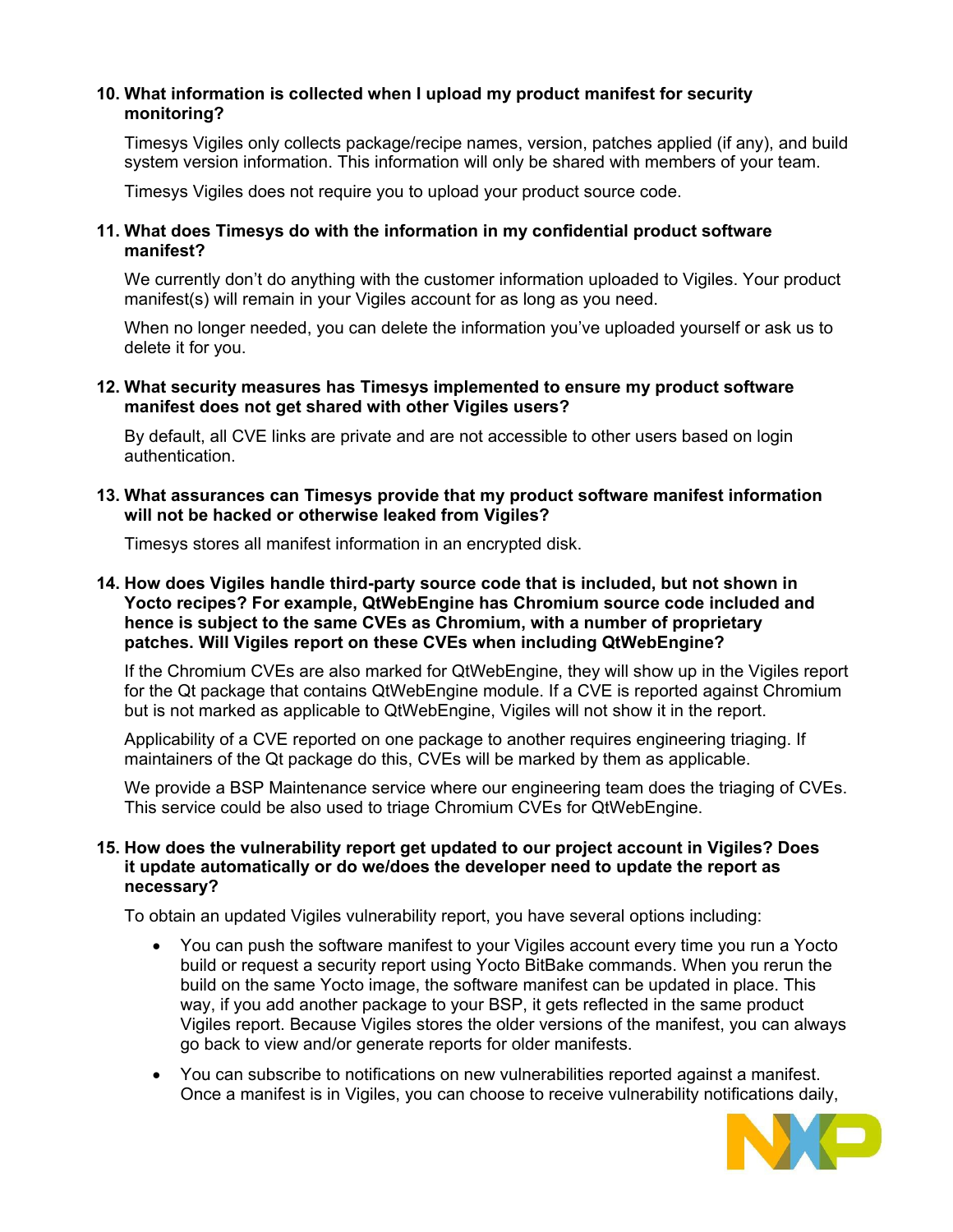10. **What information is collected when I upload my product manifest for security monitoring?**

    Timesys Vigiles only collects package/recipe names, version, patches applied (if any), and build system version information. This information will only be shared with members of your team.

    Timesys Vigiles does not require you to upload your product source code.

11. **What does Timesys do with the information in my confidential product software manifest?**

    We currently don't do anything with the customer information uploaded to Vigiles. Your product manifest(s) will remain in your Vigiles account for as long as you need.

    When no longer needed, you can delete the information you've uploaded yourself or ask us to delete it for you.

12. **What security measures has Timesys implemented to ensure my product software manifest does not get shared with other Vigiles users?**

    By default, all CVE links are private and are not accessible to other users based on login authentication.

13. **What assurances can Timesys provide that my product software manifest information will not be hacked or otherwise leaked from Vigiles?**

    Timesys stores all manifest information in an encrypted disk.

14. **How does Vigiles handle third-party source code that is included, but not shown in Yocto recipes? For example, QtWebEngine has Chromium source code included and hence is subject to the same CVEs as Chromium, with a number of proprietary patches. Will Vigiles report on these CVEs when including QtWebEngine?**

    If the Chromium CVEs are also marked for QtWebEngine, they will show up in the Vigiles report for the Qt package that contains QtWebEngine module. If a CVE is reported against Chromium but is not marked as applicable to QtWebEngine, Vigiles will not show it in the report.

    Applicability of a CVE reported on one package to another requires engineering triaging. If maintainers of the Qt package do this, CVEs will be marked by them as applicable.

    We provide a BSP Maintenance service where our engineering team does the triaging of CVEs. This service could be also used to triage Chromium CVEs for QtWebEngine.

15. **How does the vulnerability report get updated to our project account in Vigiles? Does it update automatically or do we/does the developer need to update the report as necessary?**

    To obtain an updated Vigiles vulnerability report, you have several options including:

    - You can push the software manifest to your Vigiles account every time you run a Yocto build or request a security report using Yocto BitBake commands. When you rerun the build on the same Yocto image, the software manifest can be updated in place. This way, if you add another package to your BSP, it gets reflected in the same product Vigiles report. Because Vigiles stores the older versions of the manifest, you can always go back to view and/or generate reports for older manifests.
    - You can subscribe to notifications on new vulnerabilities reported against a manifest. Once a manifest is in Vigiles, you can choose to receive vulnerability notifications daily,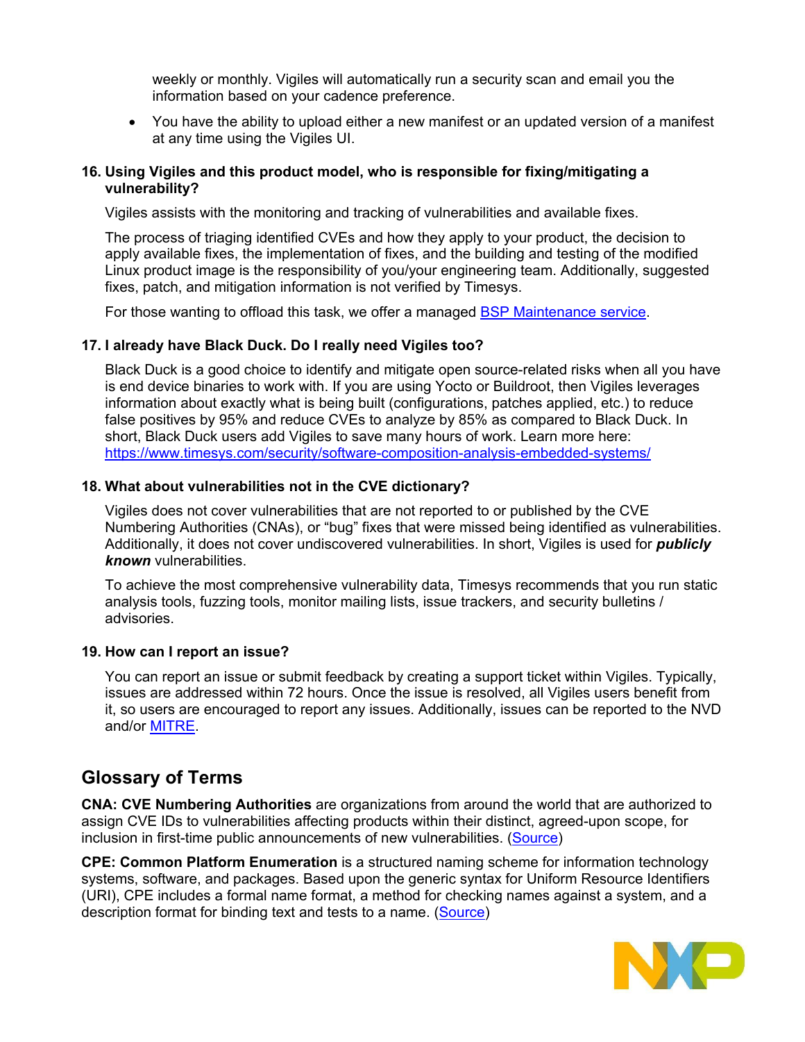weekly or monthly. Vigiles will automatically run a security scan and email you the information based on your cadence preference.

- You have the ability to upload either a new manifest or an updated version of a manifest at any time using the Vigiles UI.

**16. Using Vigiles and this product model, who is responsible for fixing/mitigating a vulnerability?**

Vigiles assists with the monitoring and tracking of vulnerabilities and available fixes.

The process of triaging identified CVEs and how they apply to your product, the decision to apply available fixes, the implementation of fixes, and the building and testing of the modified Linux product image is the responsibility of you/your engineering team. Additionally, suggested fixes, patch, and mitigation information is not verified by Timesys.

For those wanting to offload this task, we offer a managed [BSP Maintenance service](BSP Maintenance service).

**17. I already have Black Duck. Do I really need Vigiles too?**

Black Duck is a good choice to identify and mitigate open source-related risks when all you have is end device binaries to work with. If you are using Yocto or Buildroot, then Vigiles leverages information about exactly what is being built (configurations, patches applied, etc.) to reduce false positives by 95% and reduce CVEs to analyze by 85% as compared to Black Duck. In short, Black Duck users add Vigiles to save many hours of work. Learn more here: https://www.timesys.com/security/software-composition-analysis-embedded-systems/

**18. What about vulnerabilities not in the CVE dictionary?**

Vigiles does not cover vulnerabilities that are not reported to or published by the CVE Numbering Authorities (CNAs), or "bug" fixes that were missed being identified as vulnerabilities. Additionally, it does not cover undiscovered vulnerabilities. In short, Vigiles is used for ***publicly known*** vulnerabilities.

To achieve the most comprehensive vulnerability data, Timesys recommends that you run static analysis tools, fuzzing tools, monitor mailing lists, issue trackers, and security bulletins / advisories.

**19. How can I report an issue?**

You can report an issue or submit feedback by creating a support ticket within Vigiles. Typically, issues are addressed within 72 hours. Once the issue is resolved, all Vigiles users benefit from it, so users are encouraged to report any issues. Additionally, issues can be reported to the NVD and/or MITRE.

## Glossary of Terms

**CNA: CVE Numbering Authorities** are organizations from around the world that are authorized to assign CVE IDs to vulnerabilities affecting products within their distinct, agreed-upon scope, for inclusion in first-time public announcements of new vulnerabilities. (Source)

**CPE: Common Platform Enumeration** is a structured naming scheme for information technology systems, software, and packages. Based upon the generic syntax for Uniform Resource Identifiers (URI), CPE includes a formal name format, a method for checking names against a system, and a description format for binding text and tests to a name. (Source)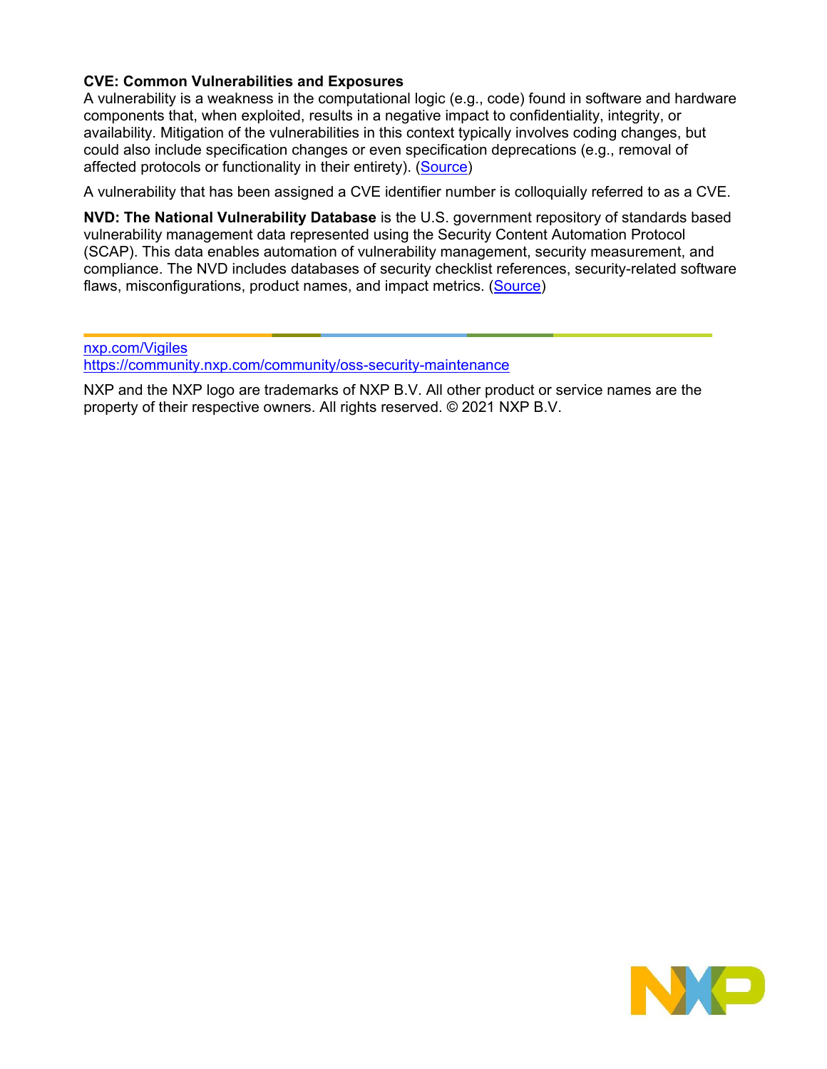**CVE: Common Vulnerabilities and Exposures**
A vulnerability is a weakness in the computational logic (e.g., code) found in software and hardware components that, when exploited, results in a negative impact to confidentiality, integrity, or availability. Mitigation of the vulnerabilities in this context typically involves coding changes, but could also include specification changes or even specification deprecations (e.g., removal of affected protocols or functionality in their entirety). (Source)

A vulnerability that has been assigned a CVE identifier number is colloquially referred to as a CVE.

**NVD: The National Vulnerability Database** is the U.S. government repository of standards based vulnerability management data represented using the Security Content Automation Protocol (SCAP). This data enables automation of vulnerability management, security measurement, and compliance. The NVD includes databases of security checklist references, security-related software flaws, misconfigurations, product names, and impact metrics. (Source)

---

nxp.com/Vigiles
https://community.nxp.com/community/oss-security-maintenance

NXP and the NXP logo are trademarks of NXP B.V. All other product or service names are the property of their respective owners. All rights reserved. © 2021 NXP B.V.